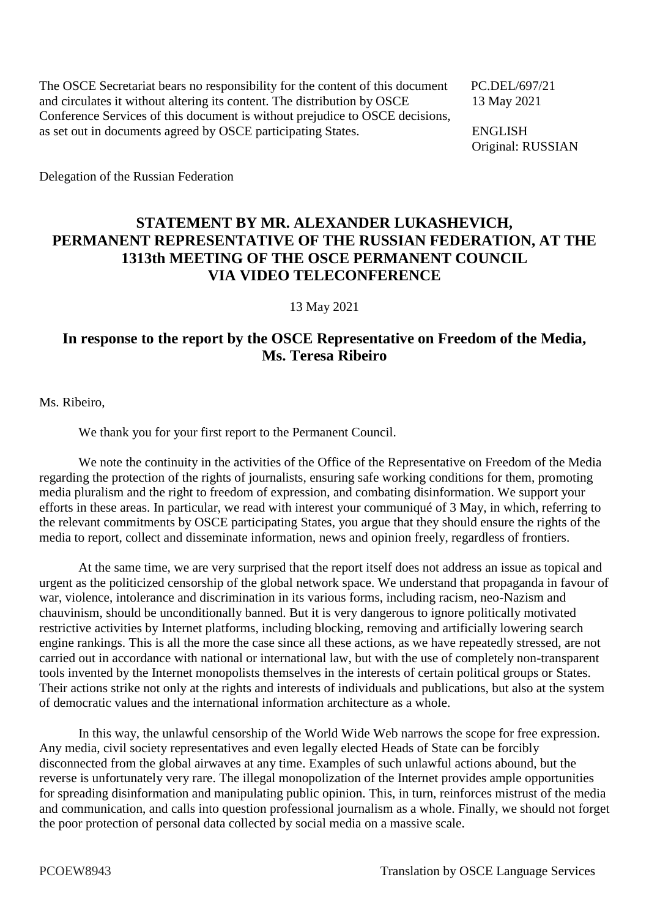The OSCE Secretariat bears no responsibility for the content of this document and circulates it without altering its content. The distribution by OSCE Conference Services of this document is without prejudice to OSCE decisions, as set out in documents agreed by OSCE participating States.

PC.DEL/697/21
13 May 2021

ENGLISH
Original: RUSSIAN

Delegation of the Russian Federation

## STATEMENT BY MR. ALEXANDER LUKASHEVICH, PERMANENT REPRESENTATIVE OF THE RUSSIAN FEDERATION, AT THE 1313th MEETING OF THE OSCE PERMANENT COUNCIL VIA VIDEO TELECONFERENCE

13 May 2021

## In response to the report by the OSCE Representative on Freedom of the Media, Ms. Teresa Ribeiro

Ms. Ribeiro,

We thank you for your first report to the Permanent Council.

We note the continuity in the activities of the Office of the Representative on Freedom of the Media regarding the protection of the rights of journalists, ensuring safe working conditions for them, promoting media pluralism and the right to freedom of expression, and combating disinformation. We support your efforts in these areas. In particular, we read with interest your communiqué of 3 May, in which, referring to the relevant commitments by OSCE participating States, you argue that they should ensure the rights of the media to report, collect and disseminate information, news and opinion freely, regardless of frontiers.

At the same time, we are very surprised that the report itself does not address an issue as topical and urgent as the politicized censorship of the global network space. We understand that propaganda in favour of war, violence, intolerance and discrimination in its various forms, including racism, neo-Nazism and chauvinism, should be unconditionally banned. But it is very dangerous to ignore politically motivated restrictive activities by Internet platforms, including blocking, removing and artificially lowering search engine rankings. This is all the more the case since all these actions, as we have repeatedly stressed, are not carried out in accordance with national or international law, but with the use of completely non-transparent tools invented by the Internet monopolists themselves in the interests of certain political groups or States. Their actions strike not only at the rights and interests of individuals and publications, but also at the system of democratic values and the international information architecture as a whole.

In this way, the unlawful censorship of the World Wide Web narrows the scope for free expression. Any media, civil society representatives and even legally elected Heads of State can be forcibly disconnected from the global airwaves at any time. Examples of such unlawful actions abound, but the reverse is unfortunately very rare. The illegal monopolization of the Internet provides ample opportunities for spreading disinformation and manipulating public opinion. This, in turn, reinforces mistrust of the media and communication, and calls into question professional journalism as a whole. Finally, we should not forget the poor protection of personal data collected by social media on a massive scale.

PCOEW8943

Translation by OSCE Language Services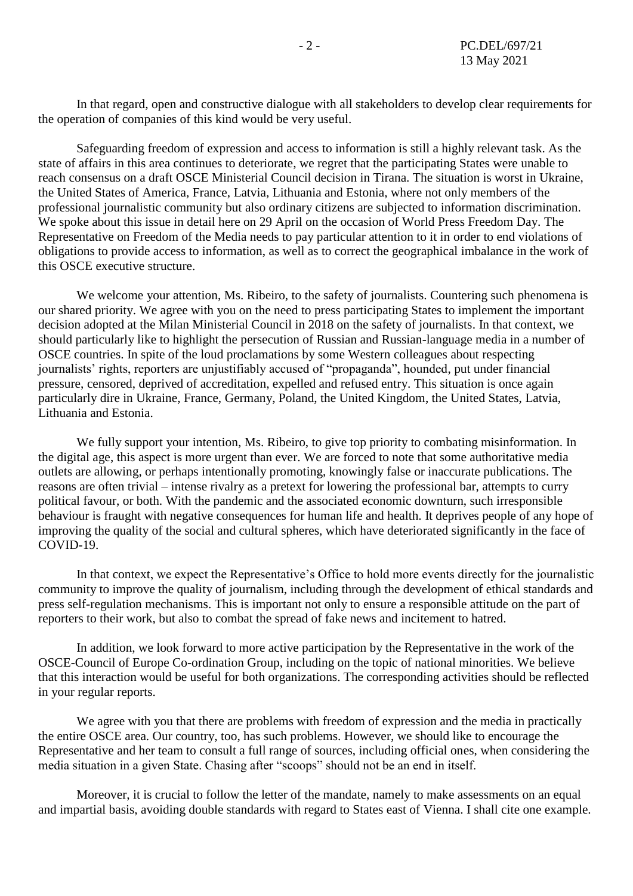In that regard, open and constructive dialogue with all stakeholders to develop clear requirements for the operation of companies of this kind would be very useful.

Safeguarding freedom of expression and access to information is still a highly relevant task. As the state of affairs in this area continues to deteriorate, we regret that the participating States were unable to reach consensus on a draft OSCE Ministerial Council decision in Tirana. The situation is worst in Ukraine, the United States of America, France, Latvia, Lithuania and Estonia, where not only members of the professional journalistic community but also ordinary citizens are subjected to information discrimination. We spoke about this issue in detail here on 29 April on the occasion of World Press Freedom Day. The Representative on Freedom of the Media needs to pay particular attention to it in order to end violations of obligations to provide access to information, as well as to correct the geographical imbalance in the work of this OSCE executive structure.

We welcome your attention, Ms. Ribeiro, to the safety of journalists. Countering such phenomena is our shared priority. We agree with you on the need to press participating States to implement the important decision adopted at the Milan Ministerial Council in 2018 on the safety of journalists. In that context, we should particularly like to highlight the persecution of Russian and Russian-language media in a number of OSCE countries. In spite of the loud proclamations by some Western colleagues about respecting journalists' rights, reporters are unjustifiably accused of "propaganda", hounded, put under financial pressure, censored, deprived of accreditation, expelled and refused entry. This situation is once again particularly dire in Ukraine, France, Germany, Poland, the United Kingdom, the United States, Latvia, Lithuania and Estonia.

We fully support your intention, Ms. Ribeiro, to give top priority to combating misinformation. In the digital age, this aspect is more urgent than ever. We are forced to note that some authoritative media outlets are allowing, or perhaps intentionally promoting, knowingly false or inaccurate publications. The reasons are often trivial – intense rivalry as a pretext for lowering the professional bar, attempts to curry political favour, or both. With the pandemic and the associated economic downturn, such irresponsible behaviour is fraught with negative consequences for human life and health. It deprives people of any hope of improving the quality of the social and cultural spheres, which have deteriorated significantly in the face of COVID-19.

In that context, we expect the Representative's Office to hold more events directly for the journalistic community to improve the quality of journalism, including through the development of ethical standards and press self-regulation mechanisms. This is important not only to ensure a responsible attitude on the part of reporters to their work, but also to combat the spread of fake news and incitement to hatred.

In addition, we look forward to more active participation by the Representative in the work of the OSCE-Council of Europe Co-ordination Group, including on the topic of national minorities. We believe that this interaction would be useful for both organizations. The corresponding activities should be reflected in your regular reports.

We agree with you that there are problems with freedom of expression and the media in practically the entire OSCE area. Our country, too, has such problems. However, we should like to encourage the Representative and her team to consult a full range of sources, including official ones, when considering the media situation in a given State. Chasing after "scoops" should not be an end in itself.

Moreover, it is crucial to follow the letter of the mandate, namely to make assessments on an equal and impartial basis, avoiding double standards with regard to States east of Vienna. I shall cite one example.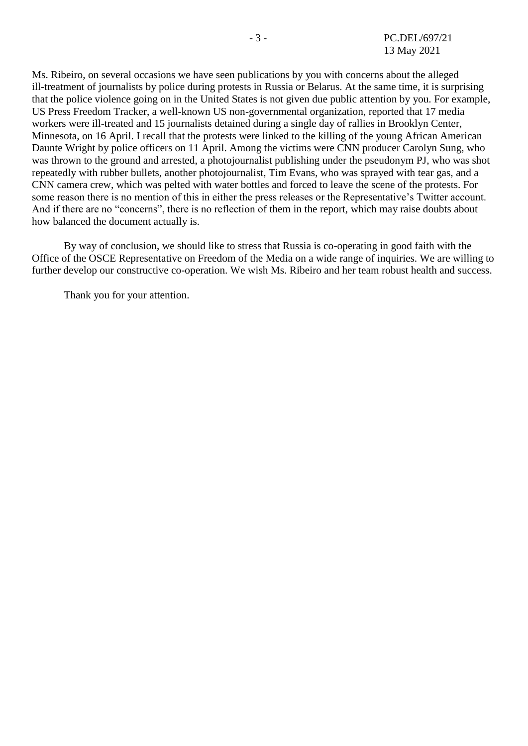Ms. Ribeiro, on several occasions we have seen publications by you with concerns about the alleged ill-treatment of journalists by police during protests in Russia or Belarus. At the same time, it is surprising that the police violence going on in the United States is not given due public attention by you. For example, US Press Freedom Tracker, a well-known US non-governmental organization, reported that 17 media workers were ill-treated and 15 journalists detained during a single day of rallies in Brooklyn Center, Minnesota, on 16 April. I recall that the protests were linked to the killing of the young African American Daunte Wright by police officers on 11 April. Among the victims were CNN producer Carolyn Sung, who was thrown to the ground and arrested, a photojournalist publishing under the pseudonym PJ, who was shot repeatedly with rubber bullets, another photojournalist, Tim Evans, who was sprayed with tear gas, and a CNN camera crew, which was pelted with water bottles and forced to leave the scene of the protests. For some reason there is no mention of this in either the press releases or the Representative's Twitter account. And if there are no "concerns", there is no reflection of them in the report, which may raise doubts about how balanced the document actually is.

By way of conclusion, we should like to stress that Russia is co-operating in good faith with the Office of the OSCE Representative on Freedom of the Media on a wide range of inquiries. We are willing to further develop our constructive co-operation. We wish Ms. Ribeiro and her team robust health and success.

Thank you for your attention.